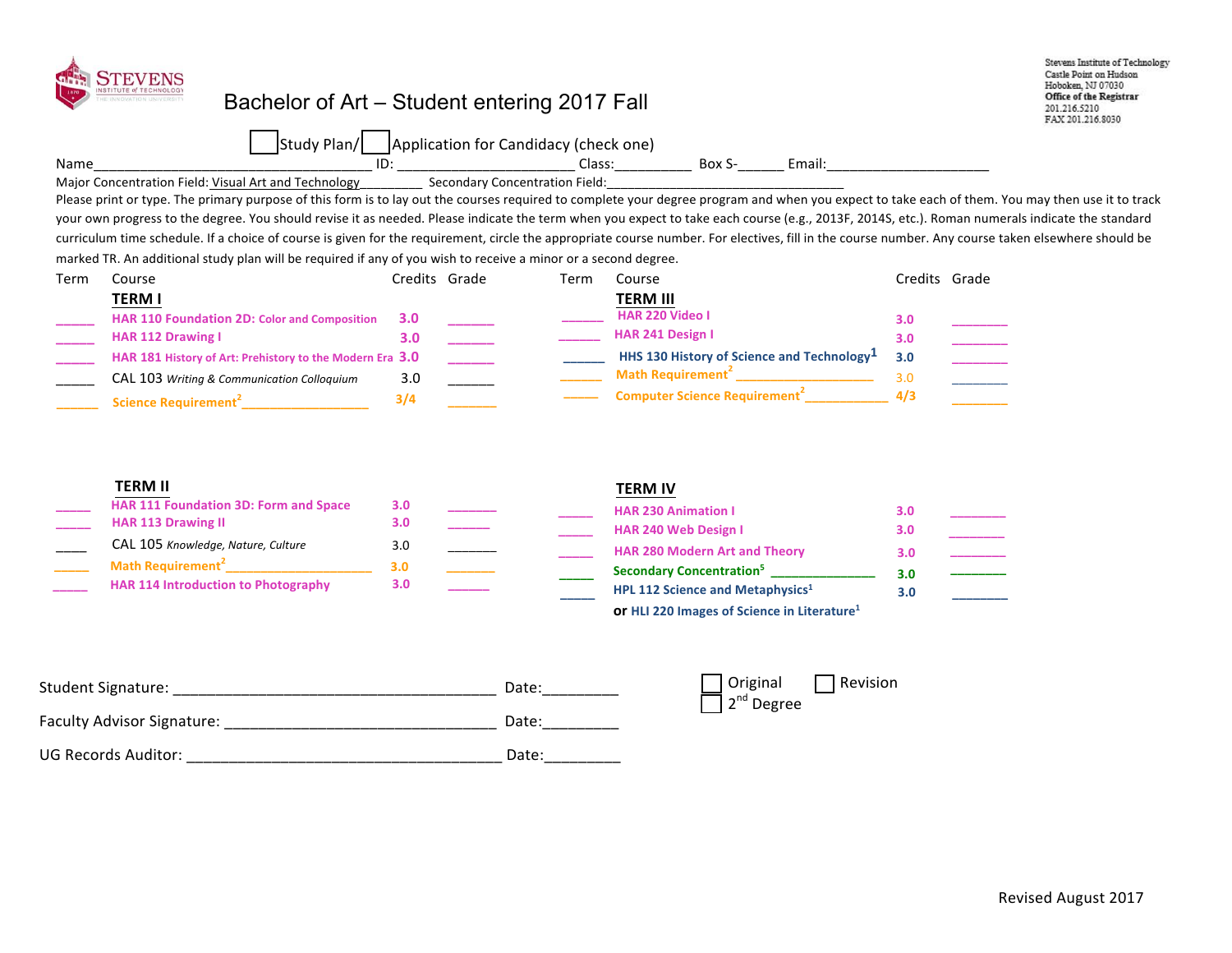Stevens Institute of Technology
Castle Point on Hudson
Hoboken, NJ 07030
**Office of the Registrar**
201.216.5210
FAX 201.216.8030

# Bachelor of Art – Student entering 2017 Fall

☐ Study Plan/ ☐ Application for Candidacy (check one)

Name____________________________________ ID: ________________________ Class:__________ Box S-______ Email:_____________________

Major Concentration Field: Visual Art and Technology_________ Secondary Concentration Field:__________________________________

Please print or type. The primary purpose of this form is to lay out the courses required to complete your degree program and when you expect to take each of them. You may then use it to track your own progress to the degree. You should revise it as needed. Please indicate the term when you expect to take each course (e.g., 2013F, 2014S, etc.). Roman numerals indicate the standard curriculum time schedule. If a choice of course is given for the requirement, circle the appropriate course number. For electives, fill in the course number. Any course taken elsewhere should be marked TR. An additional study plan will be required if any of you wish to receive a minor or a second degree.

| Term | Course | Credits | Grade |
|---|---|---|---|
| | **TERM I** | | |
| _____ | HAR 110 Foundation 2D: Color and Composition | 3.0 | ______ |
| _____ | HAR 112 Drawing I | 3.0 | ______ |
| _____ | HAR 181 History of Art: Prehistory to the Modern Era | 3.0 | ______ |
| _____ | CAL 103 *Writing & Communication Colloquium* | 3.0 | ______ |
| _____ | Science Requirement[2] __________________ | 3/4 | ______ |
| | **TERM II** | | |
| _____ | HAR 111 Foundation 3D: Form and Space | 3.0 | ______ |
| _____ | HAR 113 Drawing II | 3.0 | ______ |
| _____ | CAL 105 *Knowledge, Nature, Culture* | 3.0 | ______ |
| _____ | Math Requirement[2] ____________________ | 3.0 | ______ |
| _____ | HAR 114 Introduction to Photography | 3.0 | ______ |

| Term | Course | Credits | Grade |
|---|---|---|---|
| | **TERM III** | | |
| _____ | HAR 220 Video I | 3.0 | ______ |
| _____ | HAR 241 Design I | 3.0 | ______ |
| _____ | HHS 130 History of Science and Technology[1] | 3.0 | ______ |
| _____ | Math Requirement[2] ____________________ | 3.0 | ______ |
| _____ | Computer Science Requirement[2] ____________ | 4/3 | ______ |
| | **TERM IV** | | |
| _____ | HAR 230 Animation I | 3.0 | ______ |
| _____ | HAR 240 Web Design I | 3.0 | ______ |
| _____ | HAR 280 Modern Art and Theory | 3.0 | ______ |
| _____ | Secondary Concentration[5] ______________ | 3.0 | ______ |
| _____ | HPL 112 Science and Metaphysics[1] **or** HLI 220 Images of Science in Literature[1] | 3.0 | ______ |

Student Signature: ______________________________________ Date:_________

Faculty Advisor Signature: _________________________________ Date:_________

UG Records Auditor: _____________________________________ Date:_________

☐ Original ☐ Revision
☐ 2nd Degree

Revised August 2017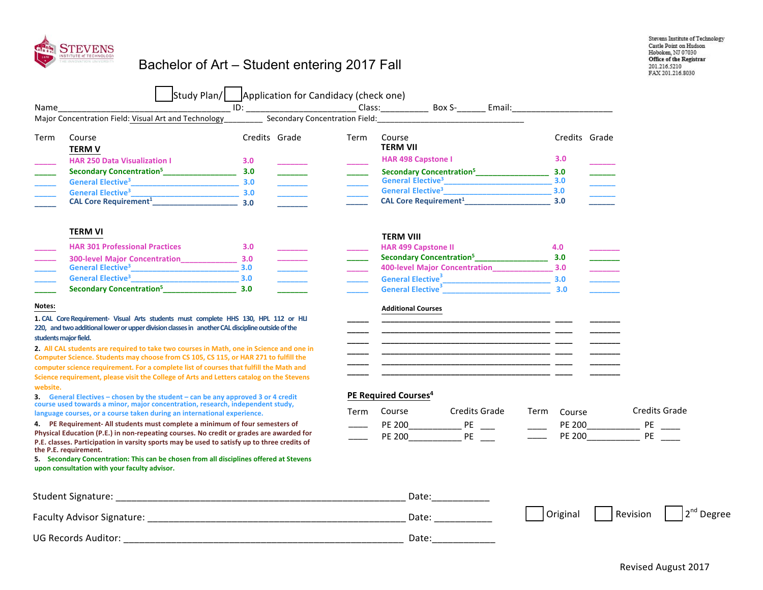# Bachelor of Art – Student entering 2017 Fall

Stevens Institute of Technology
Castle Point on Hudson
Hoboken, NJ 07030
Office of the Registrar
201.216.5210
FAX 201.216.8030

☐ Study Plan/ ☐ Application for Candidacy (check one)

Name_______________________________________ ID: _________________________ Class:__________ Box S-______ Email:______________________

Major Concentration Field: Visual Art and Technology_________ Secondary Concentration Field:_________________________________

| Term | Course | Credits | Grade |
|---|---|---|---|
| | **TERM V** | | |
| _____ | HAR 250 Data Visualization I | 3.0 | _______ |
| _____ | Secondary Concentration[5]_________________ | 3.0 | _______ |
| _____ | General Elective[3]_________________________ | 3.0 | _______ |
| _____ | General Elective[3]_________________________ | 3.0 | _______ |
| _____ | CAL Core Requirement[1]____________________ | 3.0 | _______ |
| | **TERM VI** | | |
| _____ | HAR 301 Professional Practices | 3.0 | _______ |
| _____ | 300-level Major Concentration_____________ | 3.0 | _______ |
| _____ | General Elective[3]_________________________ | 3.0 | _______ |
| _____ | General Elective[3]_________________________ | 3.0 | _______ |
| _____ | Secondary Concentration[5]_________________ | 3.0 | _______ |

| Term | Course | Credits | Grade |
|---|---|---|---|
| | **TERM VII** | | |
| _____ | HAR 498 Capstone I | 3.0 | _______ |
| _____ | Secondary Concentration[5]_________________ | 3.0 | _______ |
| _____ | General Elective[3]_________________________ | 3.0 | _______ |
| _____ | General Elective[3]_________________________ | 3.0 | _______ |
| _____ | CAL Core Requirement[1]____________________ | 3.0 | _______ |
| | **TERM VIII** | | |
| _____ | HAR 499 Capstone II | 4.0 | _______ |
| _____ | Secondary Concentration[5]_________________ | 3.0 | _______ |
| _____ | 400-level Major Concentration_____________ | 3.0 | _______ |
| _____ | General Elective[3]_________________________ | 3.0 | _______ |
| _____ | General Elective[3]_________________________ | 3.0 | _______ |

**Additional Courses**

| Term | Course | Credits | Grade |
|---|---|---|---|
| _____ | _______________________________________ | ____ | _______ |
| _____ | _______________________________________ | ____ | _______ |
| _____ | _______________________________________ | ____ | _______ |
| _____ | _______________________________________ | ____ | _______ |
| _____ | _______________________________________ | ____ | _______ |
| _____ | _______________________________________ | ____ | _______ |

**PE Required Courses[4]**

| Term | Course | Credits | Grade | Term | Course | Credits | Grade |
|---|---|---|---|---|---|---|---|
| _____ | PE 200____________ | PE | ___ | _____ | PE 200____________ | PE | ____ |
| _____ | PE 200____________ | PE | ___ | _____ | PE 200____________ | PE | ____ |

**Notes:**

1. CAL Core Requirement- Visual Arts students must complete HHS 130, HPL 112 or HLI 220, and two additional lower or upper division classes in another CAL discipline outside of the students major field.
2. All CAL students are required to take two courses in Math, one in Science and one in Computer Science. Students may choose from CS 105, CS 115, or HAR 271 to fulfill the computer science requirement. For a complete list of courses that fulfill the Math and Science requirement, please visit the College of Arts and Letters catalog on the Stevens website.
3. General Electives – chosen by the student – can be any approved 3 or 4 credit course used towards a minor, major concentration, research, independent study, language courses, or a course taken during an international experience.
4. PE Requirement- All students must complete a minimum of four semesters of Physical Education (P.E.) in non-repeating courses. No credit or grades are awarded for P.E. classes. Participation in varsity sports may be used to satisfy up to three credits of the P.E. requirement.
5. Secondary Concentration: This can be chosen from all disciplines offered at Stevens upon consultation with your faculty advisor.

Student Signature: _______________________________________________________ Date:___________

Faculty Advisor Signature: _______________________________________________ Date: ___________

UG Records Auditor: _____________________________________________________ Date:____________

☐ Original ☐ Revision ☐ 2nd Degree

Revised August 2017